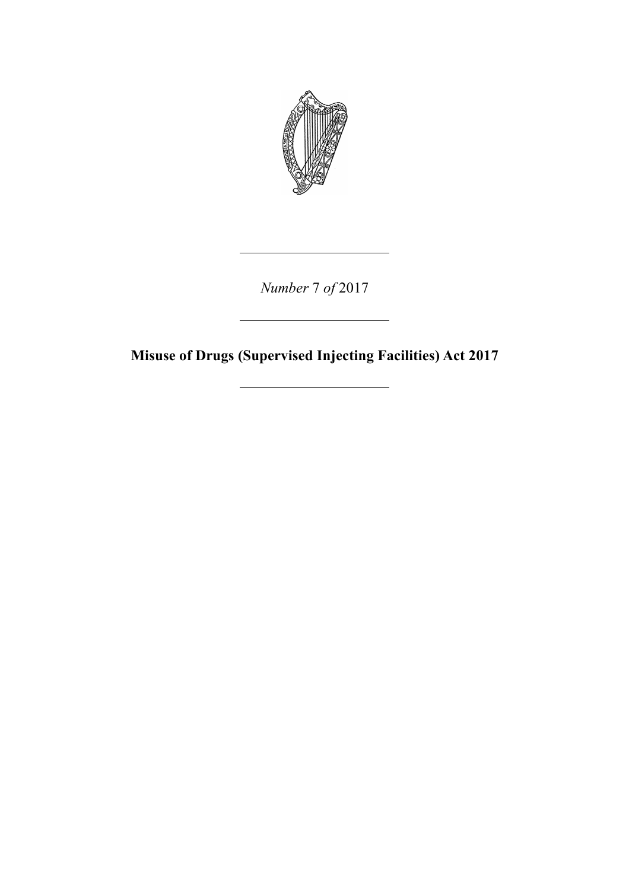*Number* 7 *of* 2017

---

# Misuse of Drugs (Supervised Injecting Facilities) Act 2017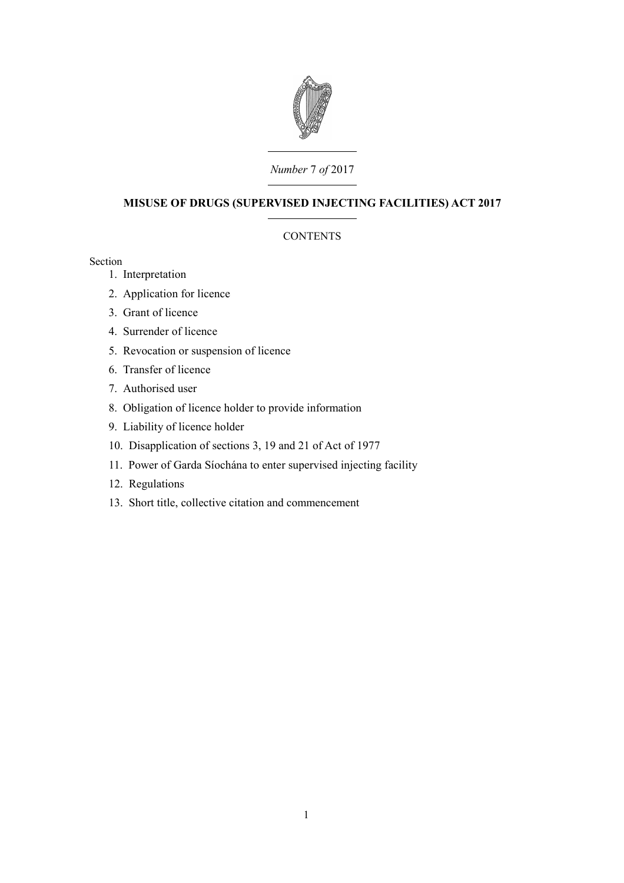*Number* 7 *of* 2017

# MISUSE OF DRUGS (SUPERVISED INJECTING FACILITIES) ACT 2017

CONTENTS

Section

1. Interpretation
2. Application for licence
3. Grant of licence
4. Surrender of licence
5. Revocation or suspension of licence
6. Transfer of licence
7. Authorised user
8. Obligation of licence holder to provide information
9. Liability of licence holder
10. Disapplication of sections 3, 19 and 21 of Act of 1977
11. Power of Garda Síochána to enter supervised injecting facility
12. Regulations
13. Short title, collective citation and commencement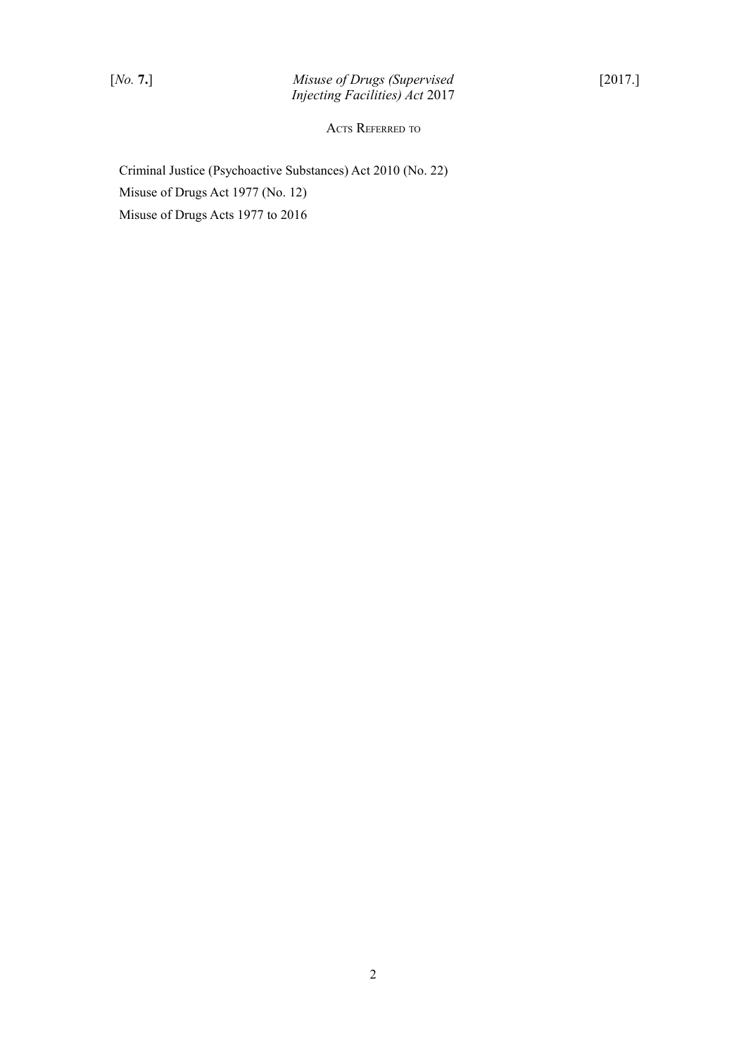## Acts Referred to

Criminal Justice (Psychoactive Substances) Act 2010 (No. 22)

Misuse of Drugs Act 1977 (No. 12)

Misuse of Drugs Acts 1977 to 2016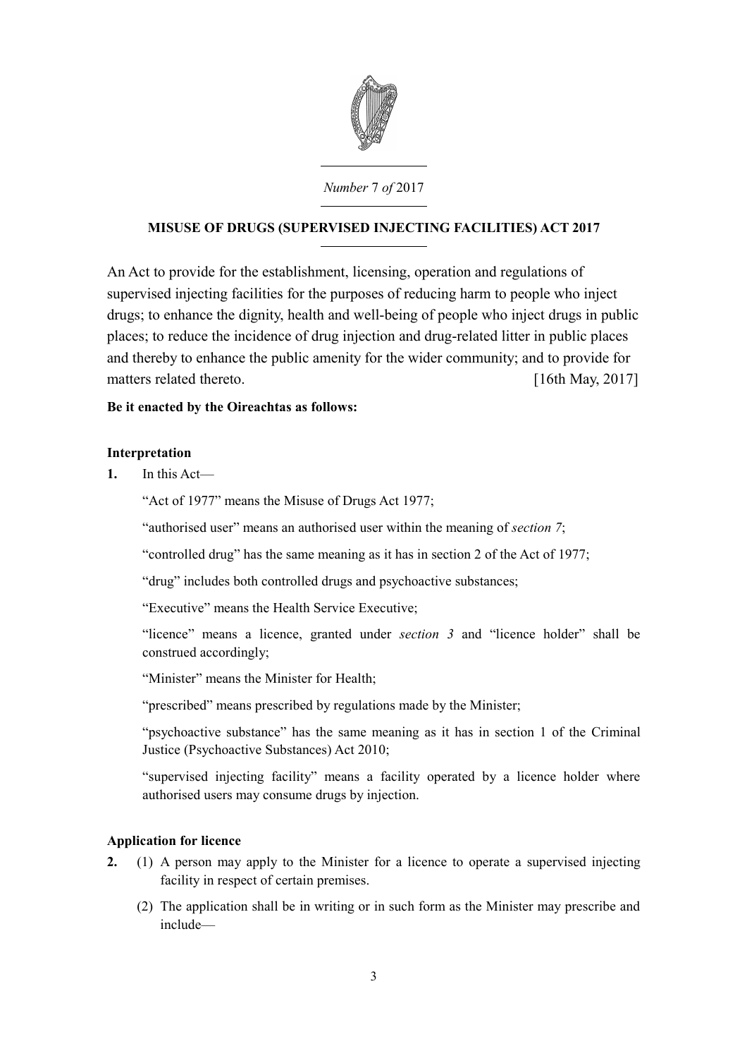*Number* 7 *of* 2017

**MISUSE OF DRUGS (SUPERVISED INJECTING FACILITIES) ACT 2017**

An Act to provide for the establishment, licensing, operation and regulations of supervised injecting facilities for the purposes of reducing harm to people who inject drugs; to enhance the dignity, health and well-being of people who inject drugs in public places; to reduce the incidence of drug injection and drug-related litter in public places and thereby to enhance the public amenity for the wider community; and to provide for matters related thereto. [16th May, 2017]

**Be it enacted by the Oireachtas as follows:**

**Interpretation**

**1.** In this Act—

"Act of 1977" means the Misuse of Drugs Act 1977;

"authorised user" means an authorised user within the meaning of *section 7*;

"controlled drug" has the same meaning as it has in section 2 of the Act of 1977;

"drug" includes both controlled drugs and psychoactive substances;

"Executive" means the Health Service Executive;

"licence" means a licence, granted under *section 3* and "licence holder" shall be construed accordingly;

"Minister" means the Minister for Health;

"prescribed" means prescribed by regulations made by the Minister;

"psychoactive substance" has the same meaning as it has in section 1 of the Criminal Justice (Psychoactive Substances) Act 2010;

"supervised injecting facility" means a facility operated by a licence holder where authorised users may consume drugs by injection.

**Application for licence**

**2.** (1) A person may apply to the Minister for a licence to operate a supervised injecting facility in respect of certain premises.

(2) The application shall be in writing or in such form as the Minister may prescribe and include—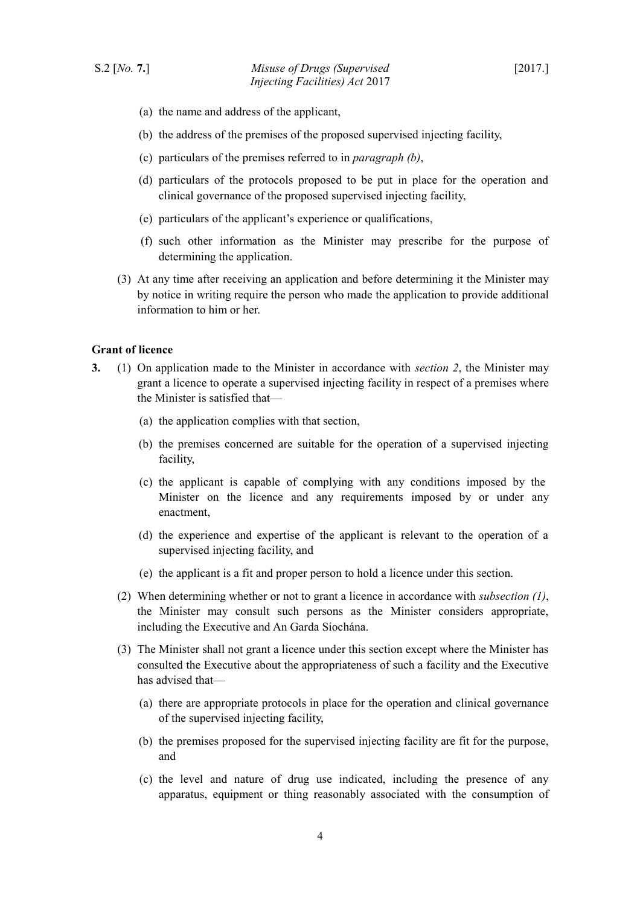(a) the name and address of the applicant,

(b) the address of the premises of the proposed supervised injecting facility,

(c) particulars of the premises referred to in *paragraph (b)*,

(d) particulars of the protocols proposed to be put in place for the operation and clinical governance of the proposed supervised injecting facility,

(e) particulars of the applicant's experience or qualifications,

(f) such other information as the Minister may prescribe for the purpose of determining the application.

(3) At any time after receiving an application and before determining it the Minister may by notice in writing require the person who made the application to provide additional information to him or her.

**Grant of licence**

**3.** (1) On application made to the Minister in accordance with *section 2*, the Minister may grant a licence to operate a supervised injecting facility in respect of a premises where the Minister is satisfied that—

(a) the application complies with that section,

(b) the premises concerned are suitable for the operation of a supervised injecting facility,

(c) the applicant is capable of complying with any conditions imposed by the Minister on the licence and any requirements imposed by or under any enactment,

(d) the experience and expertise of the applicant is relevant to the operation of a supervised injecting facility, and

(e) the applicant is a fit and proper person to hold a licence under this section.

(2) When determining whether or not to grant a licence in accordance with *subsection (1)*, the Minister may consult such persons as the Minister considers appropriate, including the Executive and An Garda Síochána.

(3) The Minister shall not grant a licence under this section except where the Minister has consulted the Executive about the appropriateness of such a facility and the Executive has advised that—

(a) there are appropriate protocols in place for the operation and clinical governance of the supervised injecting facility,

(b) the premises proposed for the supervised injecting facility are fit for the purpose, and

(c) the level and nature of drug use indicated, including the presence of any apparatus, equipment or thing reasonably associated with the consumption of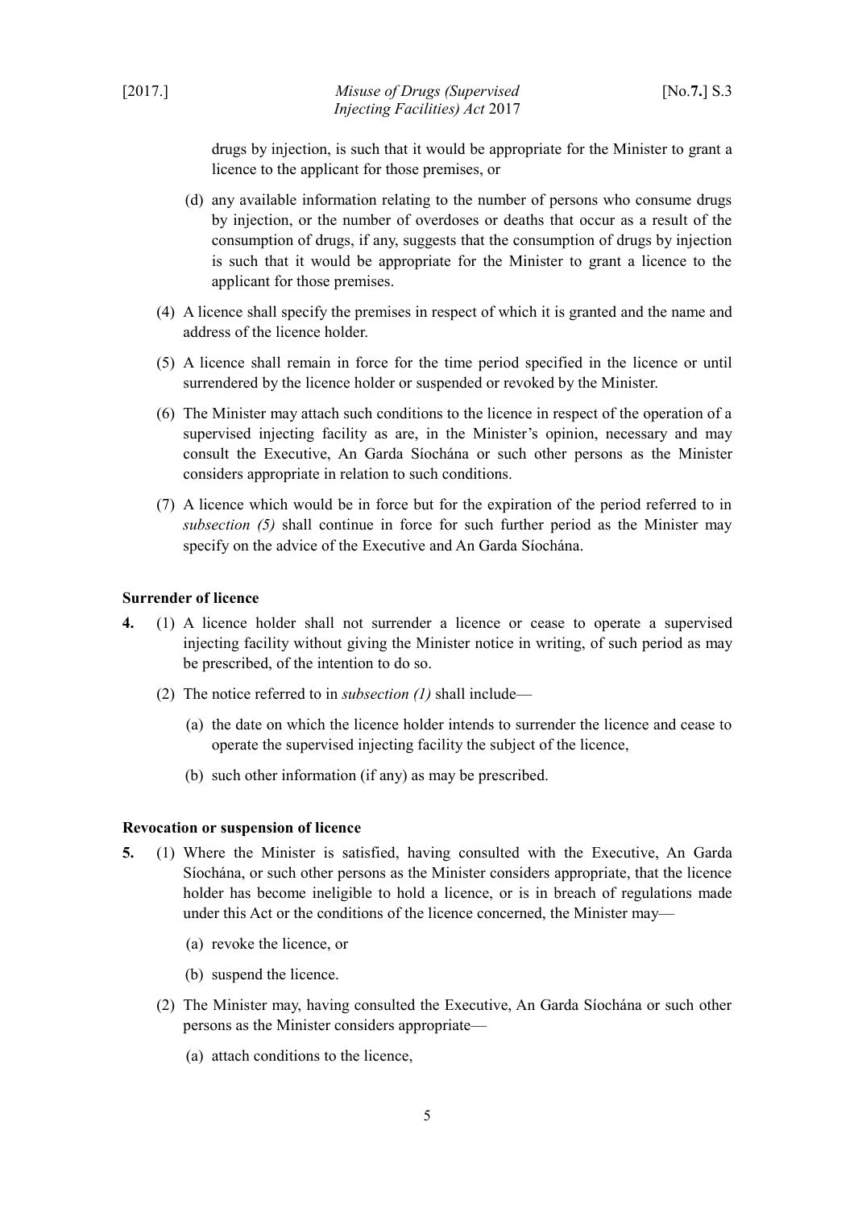drugs by injection, is such that it would be appropriate for the Minister to grant a licence to the applicant for those premises, or

(d) any available information relating to the number of persons who consume drugs by injection, or the number of overdoses or deaths that occur as a result of the consumption of drugs, if any, suggests that the consumption of drugs by injection is such that it would be appropriate for the Minister to grant a licence to the applicant for those premises.

(4) A licence shall specify the premises in respect of which it is granted and the name and address of the licence holder.

(5) A licence shall remain in force for the time period specified in the licence or until surrendered by the licence holder or suspended or revoked by the Minister.

(6) The Minister may attach such conditions to the licence in respect of the operation of a supervised injecting facility as are, in the Minister's opinion, necessary and may consult the Executive, An Garda Síochána or such other persons as the Minister considers appropriate in relation to such conditions.

(7) A licence which would be in force but for the expiration of the period referred to in *subsection (5)* shall continue in force for such further period as the Minister may specify on the advice of the Executive and An Garda Síochána.

**Surrender of licence**

**4.** (1) A licence holder shall not surrender a licence or cease to operate a supervised injecting facility without giving the Minister notice in writing, of such period as may be prescribed, of the intention to do so.

(2) The notice referred to in *subsection (1)* shall include—

(a) the date on which the licence holder intends to surrender the licence and cease to operate the supervised injecting facility the subject of the licence,

(b) such other information (if any) as may be prescribed.

**Revocation or suspension of licence**

**5.** (1) Where the Minister is satisfied, having consulted with the Executive, An Garda Síochána, or such other persons as the Minister considers appropriate, that the licence holder has become ineligible to hold a licence, or is in breach of regulations made under this Act or the conditions of the licence concerned, the Minister may—

(a) revoke the licence, or

(b) suspend the licence.

(2) The Minister may, having consulted the Executive, An Garda Síochána or such other persons as the Minister considers appropriate—

(a) attach conditions to the licence,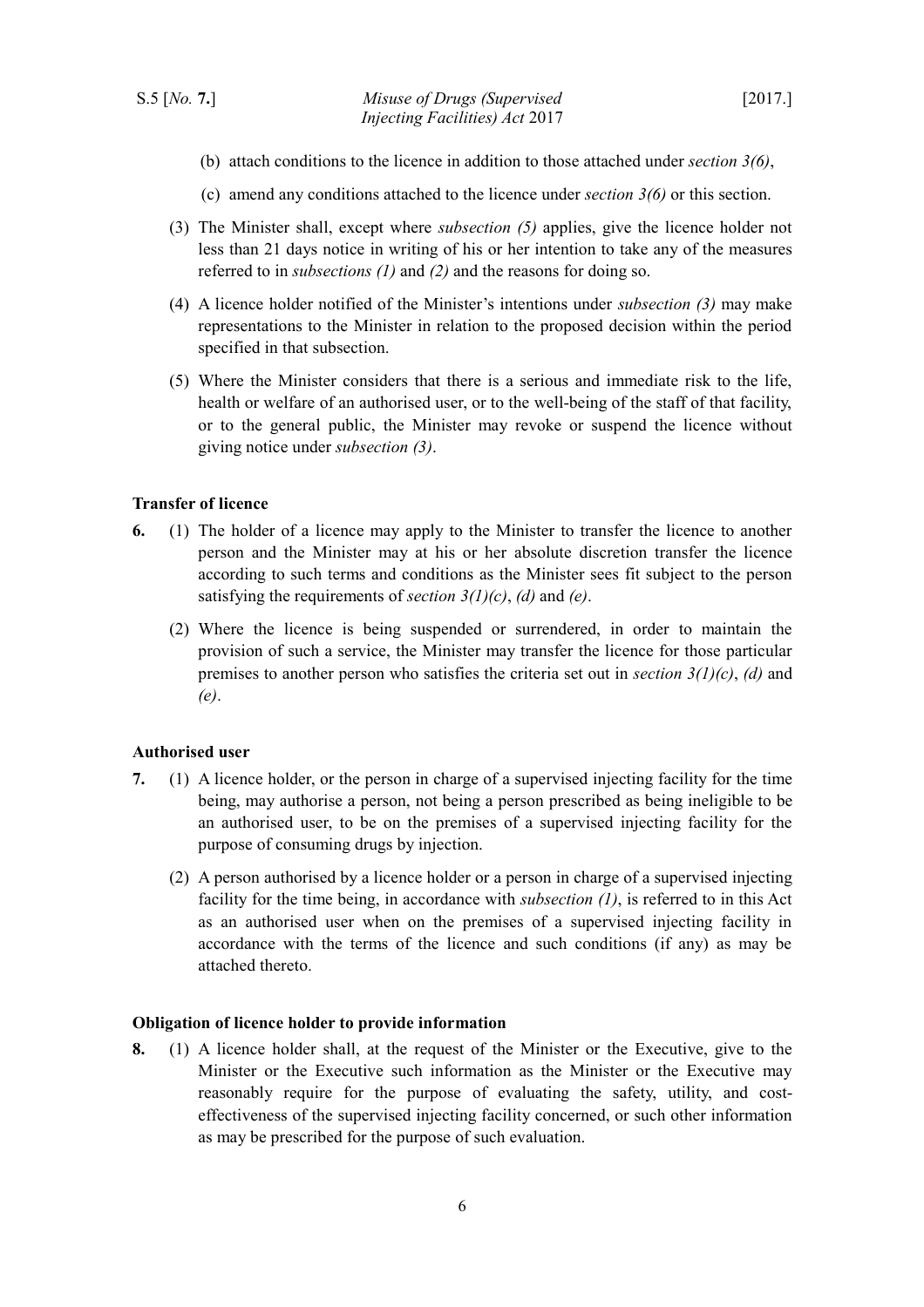(b) attach conditions to the licence in addition to those attached under *section 3(6)*,

(c) amend any conditions attached to the licence under *section 3(6)* or this section.

(3) The Minister shall, except where *subsection (5)* applies, give the licence holder not less than 21 days notice in writing of his or her intention to take any of the measures referred to in *subsections (1)* and *(2)* and the reasons for doing so.

(4) A licence holder notified of the Minister's intentions under *subsection (3)* may make representations to the Minister in relation to the proposed decision within the period specified in that subsection.

(5) Where the Minister considers that there is a serious and immediate risk to the life, health or welfare of an authorised user, or to the well-being of the staff of that facility, or to the general public, the Minister may revoke or suspend the licence without giving notice under *subsection (3)*.

**Transfer of licence**

**6.** (1) The holder of a licence may apply to the Minister to transfer the licence to another person and the Minister may at his or her absolute discretion transfer the licence according to such terms and conditions as the Minister sees fit subject to the person satisfying the requirements of *section 3(1)(c)*, *(d)* and *(e)*.

(2) Where the licence is being suspended or surrendered, in order to maintain the provision of such a service, the Minister may transfer the licence for those particular premises to another person who satisfies the criteria set out in *section 3(1)(c)*, *(d)* and *(e)*.

**Authorised user**

**7.** (1) A licence holder, or the person in charge of a supervised injecting facility for the time being, may authorise a person, not being a person prescribed as being ineligible to be an authorised user, to be on the premises of a supervised injecting facility for the purpose of consuming drugs by injection.

(2) A person authorised by a licence holder or a person in charge of a supervised injecting facility for the time being, in accordance with *subsection (1)*, is referred to in this Act as an authorised user when on the premises of a supervised injecting facility in accordance with the terms of the licence and such conditions (if any) as may be attached thereto.

**Obligation of licence holder to provide information**

**8.** (1) A licence holder shall, at the request of the Minister or the Executive, give to the Minister or the Executive such information as the Minister or the Executive may reasonably require for the purpose of evaluating the safety, utility, and cost-effectiveness of the supervised injecting facility concerned, or such other information as may be prescribed for the purpose of such evaluation.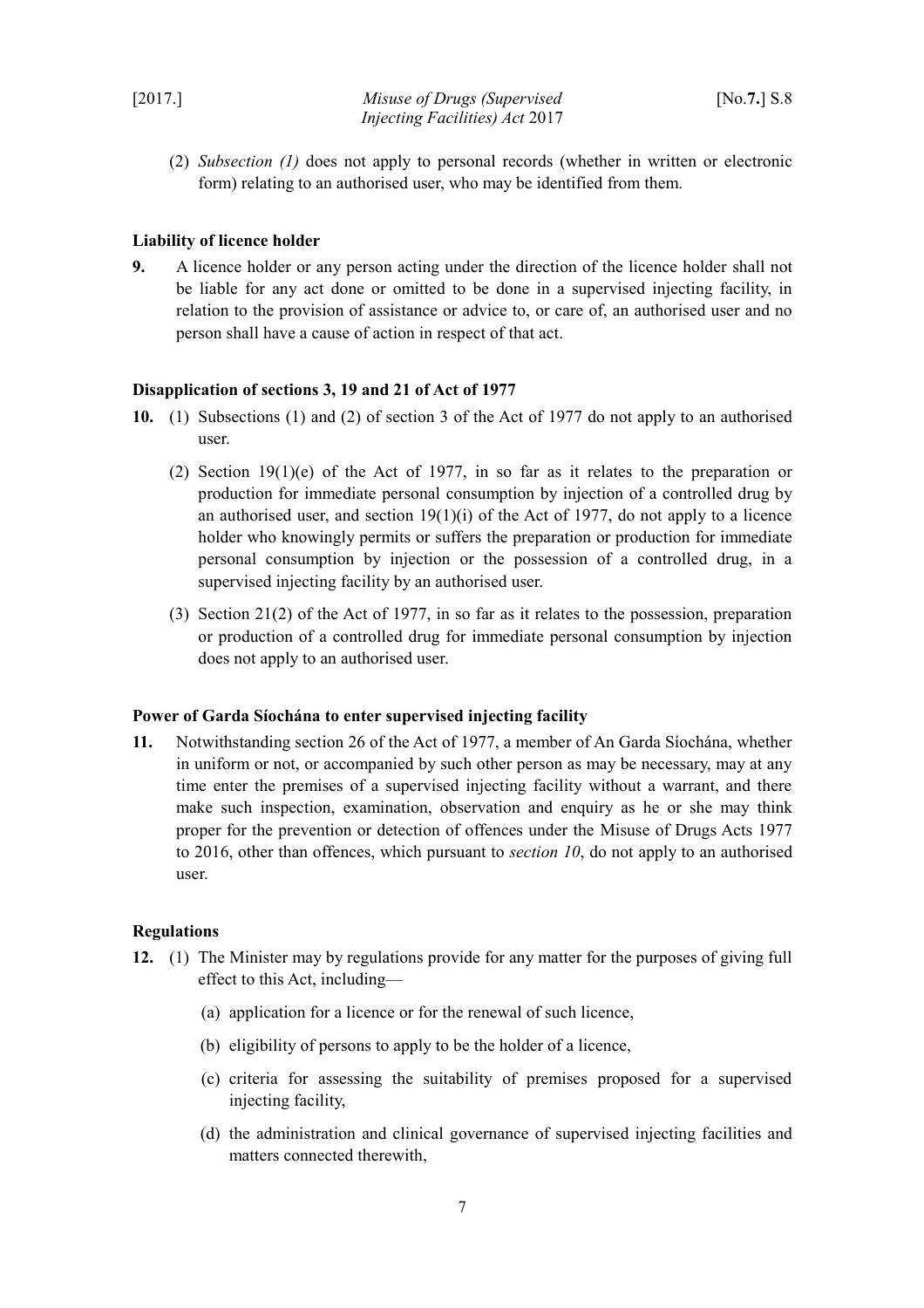(2) *Subsection (1)* does not apply to personal records (whether in written or electronic form) relating to an authorised user, who may be identified from them.

**Liability of licence holder**

**9.** A licence holder or any person acting under the direction of the licence holder shall not be liable for any act done or omitted to be done in a supervised injecting facility, in relation to the provision of assistance or advice to, or care of, an authorised user and no person shall have a cause of action in respect of that act.

**Disapplication of sections 3, 19 and 21 of Act of 1977**

**10.** (1) Subsections (1) and (2) of section 3 of the Act of 1977 do not apply to an authorised user.

(2) Section 19(1)(e) of the Act of 1977, in so far as it relates to the preparation or production for immediate personal consumption by injection of a controlled drug by an authorised user, and section 19(1)(i) of the Act of 1977, do not apply to a licence holder who knowingly permits or suffers the preparation or production for immediate personal consumption by injection or the possession of a controlled drug, in a supervised injecting facility by an authorised user.

(3) Section 21(2) of the Act of 1977, in so far as it relates to the possession, preparation or production of a controlled drug for immediate personal consumption by injection does not apply to an authorised user.

**Power of Garda Síochána to enter supervised injecting facility**

**11.** Notwithstanding section 26 of the Act of 1977, a member of An Garda Síochána, whether in uniform or not, or accompanied by such other person as may be necessary, may at any time enter the premises of a supervised injecting facility without a warrant, and there make such inspection, examination, observation and enquiry as he or she may think proper for the prevention or detection of offences under the Misuse of Drugs Acts 1977 to 2016, other than offences, which pursuant to *section 10*, do not apply to an authorised user.

**Regulations**

**12.** (1) The Minister may by regulations provide for any matter for the purposes of giving full effect to this Act, including—

(a) application for a licence or for the renewal of such licence,

(b) eligibility of persons to apply to be the holder of a licence,

(c) criteria for assessing the suitability of premises proposed for a supervised injecting facility,

(d) the administration and clinical governance of supervised injecting facilities and matters connected therewith,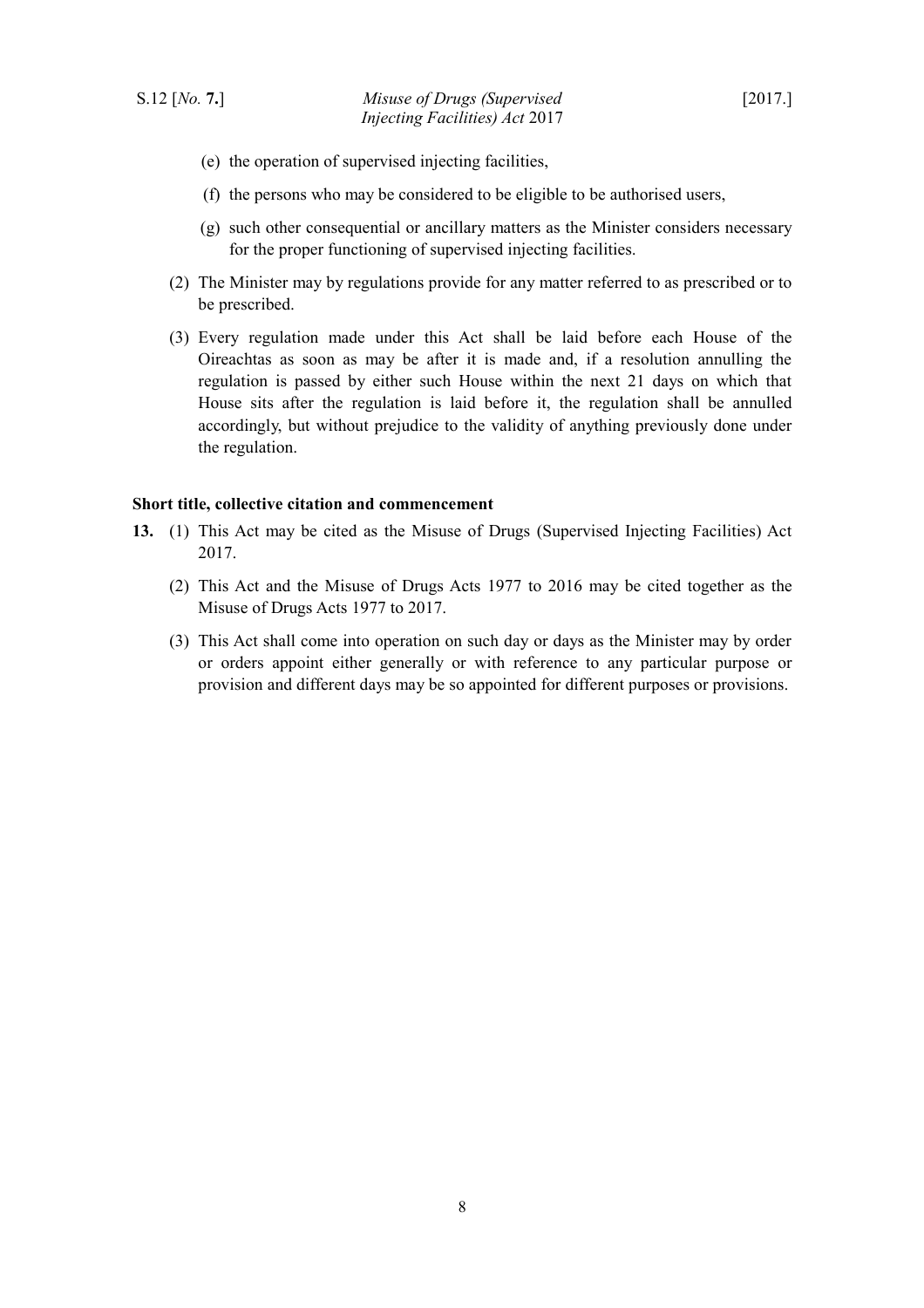(e) the operation of supervised injecting facilities,

(f) the persons who may be considered to be eligible to be authorised users,

(g) such other consequential or ancillary matters as the Minister considers necessary for the proper functioning of supervised injecting facilities.

(2) The Minister may by regulations provide for any matter referred to as prescribed or to be prescribed.

(3) Every regulation made under this Act shall be laid before each House of the Oireachtas as soon as may be after it is made and, if a resolution annulling the regulation is passed by either such House within the next 21 days on which that House sits after the regulation is laid before it, the regulation shall be annulled accordingly, but without prejudice to the validity of anything previously done under the regulation.

**Short title, collective citation and commencement**

**13.** (1) This Act may be cited as the Misuse of Drugs (Supervised Injecting Facilities) Act 2017.

(2) This Act and the Misuse of Drugs Acts 1977 to 2016 may be cited together as the Misuse of Drugs Acts 1977 to 2017.

(3) This Act shall come into operation on such day or days as the Minister may by order or orders appoint either generally or with reference to any particular purpose or provision and different days may be so appointed for different purposes or provisions.